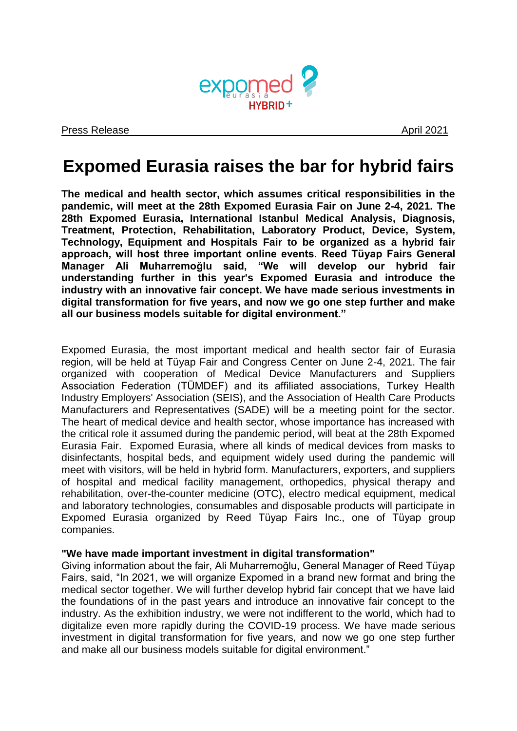Press Release April 2021

# Expomed Eurasia raises the bar for hybrid fairs

**The medical and health sector, which assumes critical responsibilities in the pandemic, will meet at the 28th Expomed Eurasia Fair on June 2-4, 2021. The 28th Expomed Eurasia, International Istanbul Medical Analysis, Diagnosis, Treatment, Protection, Rehabilitation, Laboratory Product, Device, System, Technology, Equipment and Hospitals Fair to be organized as a hybrid fair approach, will host three important online events. Reed Tüyap Fairs General Manager Ali Muharremoğlu said, "We will develop our hybrid fair understanding further in this year's Expomed Eurasia and introduce the industry with an innovative fair concept. We have made serious investments in digital transformation for five years, and now we go one step further and make all our business models suitable for digital environment."**

Expomed Eurasia, the most important medical and health sector fair of Eurasia region, will be held at Tüyap Fair and Congress Center on June 2-4, 2021. The fair organized with cooperation of Medical Device Manufacturers and Suppliers Association Federation (TÜMDEF) and its affiliated associations, Turkey Health Industry Employers' Association (SEIS), and the Association of Health Care Products Manufacturers and Representatives (SADE) will be a meeting point for the sector. The heart of medical device and health sector, whose importance has increased with the critical role it assumed during the pandemic period, will beat at the 28th Expomed Eurasia Fair. Expomed Eurasia, where all kinds of medical devices from masks to disinfectants, hospital beds, and equipment widely used during the pandemic will meet with visitors, will be held in hybrid form. Manufacturers, exporters, and suppliers of hospital and medical facility management, orthopedics, physical therapy and rehabilitation, over-the-counter medicine (OTC), electro medical equipment, medical and laboratory technologies, consumables and disposable products will participate in Expomed Eurasia organized by Reed Tüyap Fairs Inc., one of Tüyap group companies.

**"We have made important investment in digital transformation"**

Giving information about the fair, Ali Muharremoğlu, General Manager of Reed Tüyap Fairs, said, "In 2021, we will organize Expomed in a brand new format and bring the medical sector together. We will further develop hybrid fair concept that we have laid the foundations of in the past years and introduce an innovative fair concept to the industry. As the exhibition industry, we were not indifferent to the world, which had to digitalize even more rapidly during the COVID-19 process. We have made serious investment in digital transformation for five years, and now we go one step further and make all our business models suitable for digital environment."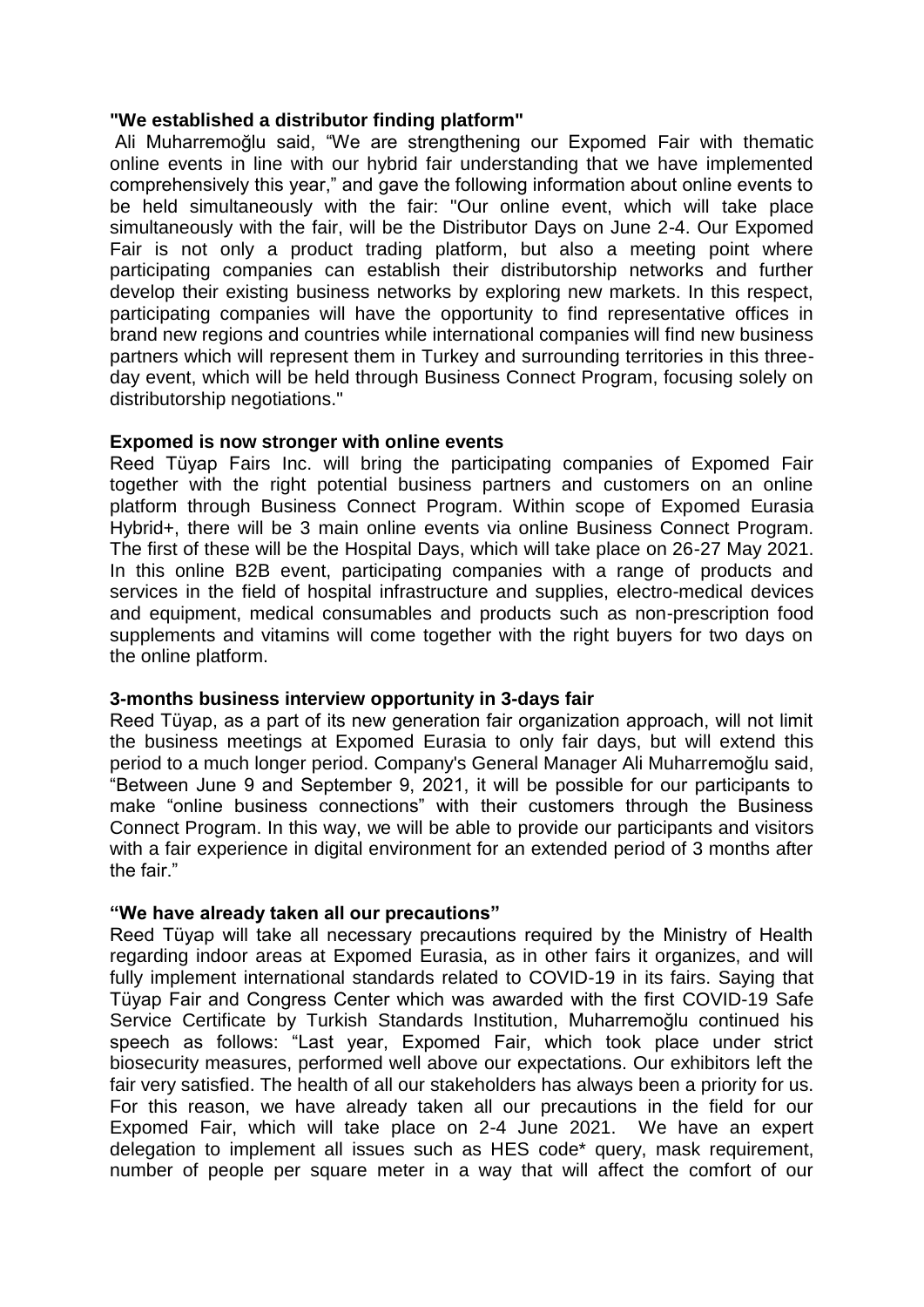**"We established a distributor finding platform"**

Ali Muharremoğlu said, "We are strengthening our Expomed Fair with thematic online events in line with our hybrid fair understanding that we have implemented comprehensively this year," and gave the following information about online events to be held simultaneously with the fair: "Our online event, which will take place simultaneously with the fair, will be the Distributor Days on June 2-4. Our Expomed Fair is not only a product trading platform, but also a meeting point where participating companies can establish their distributorship networks and further develop their existing business networks by exploring new markets. In this respect, participating companies will have the opportunity to find representative offices in brand new regions and countries while international companies will find new business partners which will represent them in Turkey and surrounding territories in this three-day event, which will be held through Business Connect Program, focusing solely on distributorship negotiations."

**Expomed is now stronger with online events**

Reed Tüyap Fairs Inc. will bring the participating companies of Expomed Fair together with the right potential business partners and customers on an online platform through Business Connect Program. Within scope of Expomed Eurasia Hybrid+, there will be 3 main online events via online Business Connect Program. The first of these will be the Hospital Days, which will take place on 26-27 May 2021. In this online B2B event, participating companies with a range of products and services in the field of hospital infrastructure and supplies, electro-medical devices and equipment, medical consumables and products such as non-prescription food supplements and vitamins will come together with the right buyers for two days on the online platform.

**3-months business interview opportunity in 3-days fair**

Reed Tüyap, as a part of its new generation fair organization approach, will not limit the business meetings at Expomed Eurasia to only fair days, but will extend this period to a much longer period. Company's General Manager Ali Muharremoğlu said, "Between June 9 and September 9, 2021, it will be possible for our participants to make "online business connections" with their customers through the Business Connect Program. In this way, we will be able to provide our participants and visitors with a fair experience in digital environment for an extended period of 3 months after the fair."

**"We have already taken all our precautions"**

Reed Tüyap will take all necessary precautions required by the Ministry of Health regarding indoor areas at Expomed Eurasia, as in other fairs it organizes, and will fully implement international standards related to COVID-19 in its fairs. Saying that Tüyap Fair and Congress Center which was awarded with the first COVID-19 Safe Service Certificate by Turkish Standards Institution, Muharremoğlu continued his speech as follows: "Last year, Expomed Fair, which took place under strict biosecurity measures, performed well above our expectations. Our exhibitors left the fair very satisfied. The health of all our stakeholders has always been a priority for us. For this reason, we have already taken all our precautions in the field for our Expomed Fair, which will take place on 2-4 June 2021. We have an expert delegation to implement all issues such as HES code* query, mask requirement, number of people per square meter in a way that will affect the comfort of our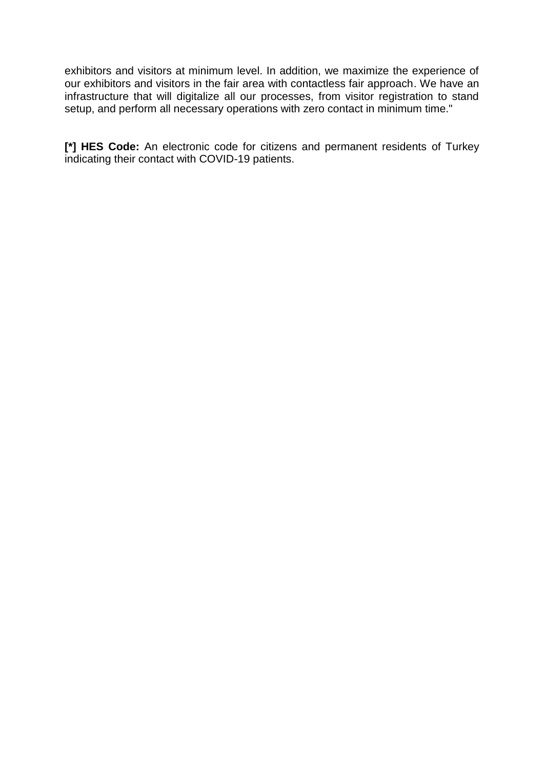exhibitors and visitors at minimum level. In addition, we maximize the experience of our exhibitors and visitors in the fair area with contactless fair approach. We have an infrastructure that will digitalize all our processes, from visitor registration to stand setup, and perform all necessary operations with zero contact in minimum time."

**[*] HES Code:** An electronic code for citizens and permanent residents of Turkey indicating their contact with COVID-19 patients.